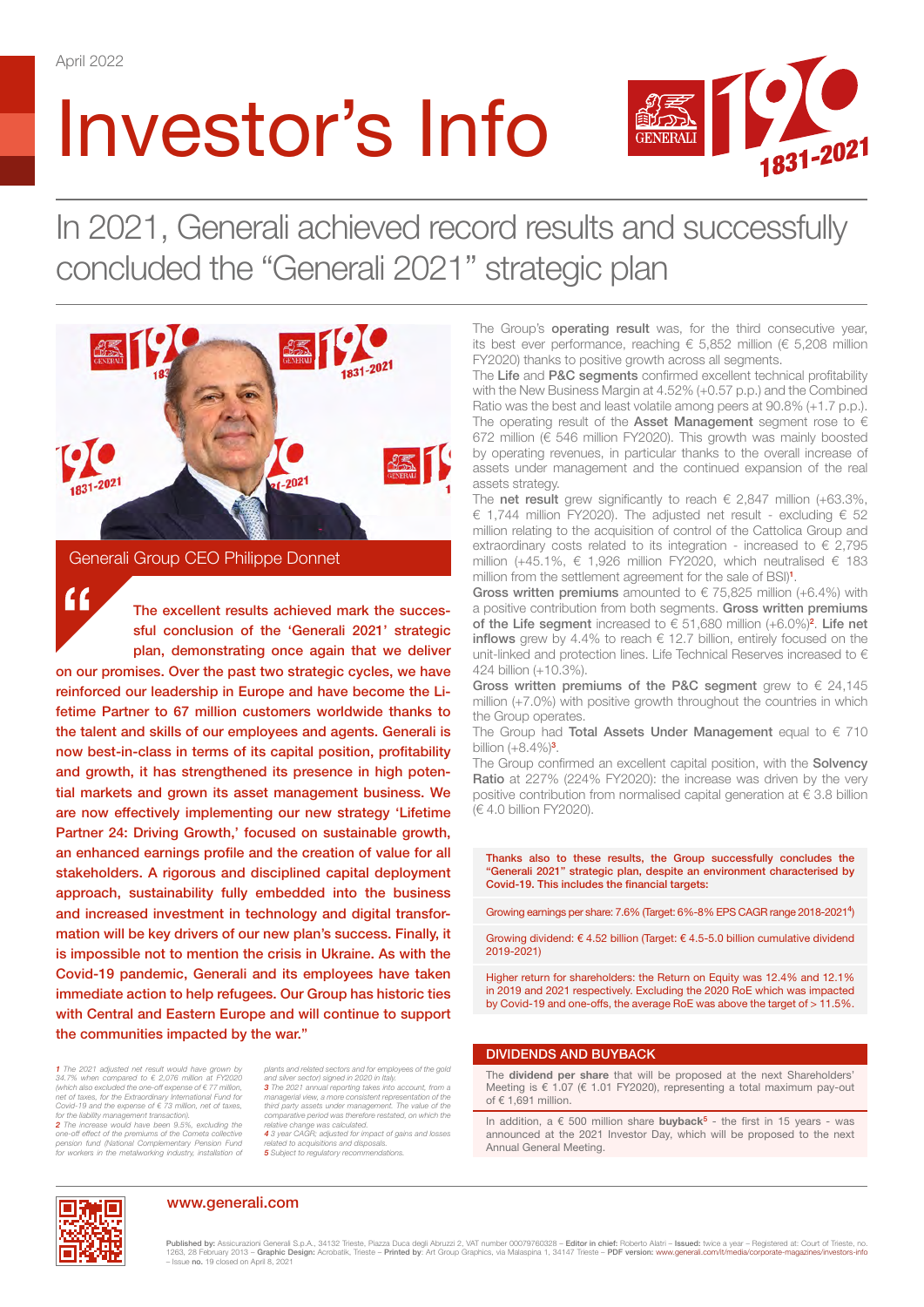April 2022

# Investor's Info

## In 2021, Generali achieved record results and successfully concluded the "Generali 2021" strategic plan

Generali Group CEO Philippe Donnet

"The excellent results achieved mark the successful conclusion of the 'Generali 2021' strategic plan, demonstrating once again that we deliver on our promises. Over the past two strategic cycles, we have reinforced our leadership in Europe and have become the Lifetime Partner to 67 million customers worldwide thanks to the talent and skills of our employees and agents. Generali is now best-in-class in terms of its capital position, profitability and growth, it has strengthened its presence in high potential markets and grown its asset management business. We are now effectively implementing our new strategy 'Lifetime Partner 24: Driving Growth,' focused on sustainable growth, an enhanced earnings profile and the creation of value for all stakeholders. A rigorous and disciplined capital deployment approach, sustainability fully embedded into the business and increased investment in technology and digital transformation will be key drivers of our new plan's success. Finally, it is impossible not to mention the crisis in Ukraine. As with the Covid-19 pandemic, Generali and its employees have taken immediate action to help refugees. Our Group has historic ties with Central and Eastern Europe and will continue to support the communities impacted by the war."

The Group's **operating result** was, for the third consecutive year, its best ever performance, reaching € 5,852 million (€ 5,208 million FY2020) thanks to positive growth across all segments.

The **Life** and **P&C segments** confirmed excellent technical profitability with the New Business Margin at 4.52% (+0.57 p.p.) and the Combined Ratio was the best and least volatile among peers at 90.8% (+1.7 p.p.). The operating result of the **Asset Management** segment rose to € 672 million (€ 546 million FY2020). This growth was mainly boosted by operating revenues, in particular thanks to the overall increase of assets under management and the continued expansion of the real assets strategy.

The **net result** grew significantly to reach € 2,847 million (+63.3%, € 1,744 million FY2020). The adjusted net result - excluding € 52 million relating to the acquisition of control of the Cattolica Group and extraordinary costs related to its integration - increased to € 2,795 million (+45.1%, € 1,926 million FY2020, which neutralised € 183 million from the settlement agreement for the sale of BSI)[1].

**Gross written premiums** amounted to € 75,825 million (+6.4%) with a positive contribution from both segments. **Gross written premiums of the Life segment** increased to € 51,680 million (+6.0%)[2]. **Life net inflows** grew by 4.4% to reach € 12.7 billion, entirely focused on the unit-linked and protection lines. Life Technical Reserves increased to € 424 billion (+10.3%).

**Gross written premiums of the P&C segment** grew to € 24,145 million (+7.0%) with positive growth throughout the countries in which the Group operates.

The Group had **Total Assets Under Management** equal to € 710 billion (+8.4%)[3].

The Group confirmed an excellent capital position, with the **Solvency Ratio** at 227% (224% FY2020): the increase was driven by the very positive contribution from normalised capital generation at € 3.8 billion (€ 4.0 billion FY2020).

**Thanks also to these results, the Group successfully concludes the "Generali 2021" strategic plan, despite an environment characterised by Covid-19. This includes the financial targets:**

Growing earnings per share: 7.6% (Target: 6%-8% EPS CAGR range 2018-2021[4])

Growing dividend: € 4.52 billion (Target: € 4.5-5.0 billion cumulative dividend 2019-2021)

Higher return for shareholders: the Return on Equity was 12.4% and 12.1% in 2019 and 2021 respectively. Excluding the 2020 RoE which was impacted by Covid-19 and one-offs, the average RoE was above the target of > 11.5%.

### DIVIDENDS AND BUYBACK

The **dividend per share** that will be proposed at the next Shareholders' Meeting is € 1.07 (€ 1.01 FY2020), representing a total maximum pay-out of € 1,691 million.

In addition, a € 500 million share **buyback**[5] - the first in 15 years - was announced at the 2021 Investor Day, which will be proposed to the next Annual General Meeting.

*1 The 2021 adjusted net result would have grown by 34.7% when compared to € 2,076 million at FY2020 (which also excluded the one-off expense of € 77 million, net of taxes, for the Extraordinary International Fund for Covid-19 and the expense of € 73 million, net of taxes, for the liability management transaction).*
*2 The increase would have been 9.5%, excluding the one-off effect of the premiums of the Cometa collective pension fund (National Complementary Pension Fund for workers in the metalworking industry, installation of plants and related sectors and for employees of the gold and silver sector) signed in 2020 in Italy.*
*3 The 2021 annual reporting takes into account, from a managerial view, a more consistent representation of the third party assets under management. The value of the comparative period was therefore restated, on which the relative change was calculated.*
*4 3 year CAGR; adjusted for impact of gains and losses related to acquisitions and disposals.*
*5 Subject to regulatory recommendations.*

www.generali.com

Published by: Assicurazioni Generali S.p.A., 34132 Trieste, Piazza Duca degli Abruzzi 2, VAT number 00079760328 – Editor in chief: Roberto Alatri – Issued: twice a year – Registered at: Court of Trieste, no. 1263, 28 February 2013 – Graphic Design: Acrobatik, Trieste – Printed by: Art Group Graphics, via Malaspina 1, 34147 Trieste – PDF version: www.generali.com/it/media/corporate-magazines/investors-info – Issue no. 19 closed on April 8, 2021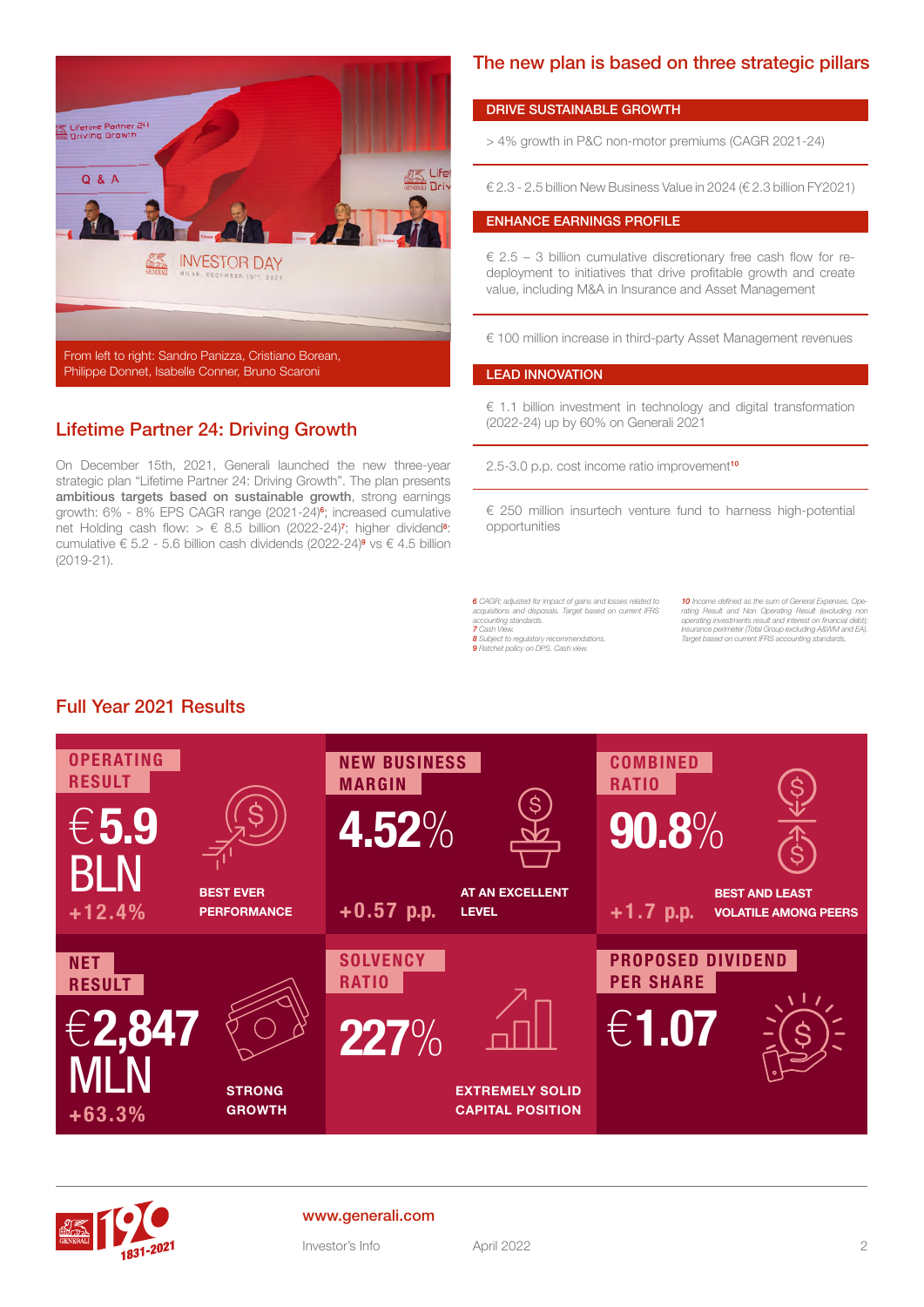From left to right: Sandro Panizza, Cristiano Borean, Philippe Donnet, Isabelle Conner, Bruno Scaroni

## Lifetime Partner 24: Driving Growth

On December 15th, 2021, Generali launched the new three-year strategic plan "Lifetime Partner 24: Driving Growth". The plan presents **ambitious targets based on sustainable growth**, strong earnings growth: 6% - 8% EPS CAGR range (2021-24)[6]; increased cumulative net Holding cash flow: > € 8.5 billion (2022-24)[7]; higher dividend[8]: cumulative € 5.2 - 5.6 billion cash dividends (2022-24)[9] vs € 4.5 billion (2019-21).

## The new plan is based on three strategic pillars

### DRIVE SUSTAINABLE GROWTH

> 4% growth in P&C non-motor premiums (CAGR 2021-24)

€ 2.3 - 2.5 billion New Business Value in 2024 (€ 2.3 billion FY2021)

### ENHANCE EARNINGS PROFILE

€ 2.5 – 3 billion cumulative discretionary free cash flow for re-deployment to initiatives that drive profitable growth and create value, including M&A in Insurance and Asset Management

€ 100 million increase in third-party Asset Management revenues

### LEAD INNOVATION

€ 1.1 billion investment in technology and digital transformation (2022-24) up by 60% on Generali 2021

2.5-3.0 p.p. cost income ratio improvement[10]

€ 250 million insurtech venture fund to harness high-potential opportunities

*6 CAGR; adjusted for impact of gains and losses related to acquisitions and disposals. Target based on current IFRS accounting standards.*
*7 Cash View.*
*8 Subject to regulatory recommendations.*
*9 Ratchet policy on DPS. Cash view.*
*10 Income defined as the sum of General Expenses, Operating Result and Non Operating Result (excluding non operating investments result and interest on financial debt); insurance perimeter (Total Group excluding AWM and EA). Target based on current IFRS accounting standards.*

## Full Year 2021 Results

**OPERATING RESULT**
€ 5.9 BLN
+12.4%
BEST EVER PERFORMANCE

**NEW BUSINESS MARGIN**
4.52%
+0.57 p.p.
AT AN EXCELLENT LEVEL

**COMBINED RATIO**
90.8%
+1.7 p.p.
BEST AND LEAST VOLATILE AMONG PEERS

**NET RESULT**
€ 2,847 MLN
+63.3%
STRONG GROWTH

**SOLVENCY RATIO**
227%
EXTREMELY SOLID CAPITAL POSITION

**PROPOSED DIVIDEND PER SHARE**
€ 1.07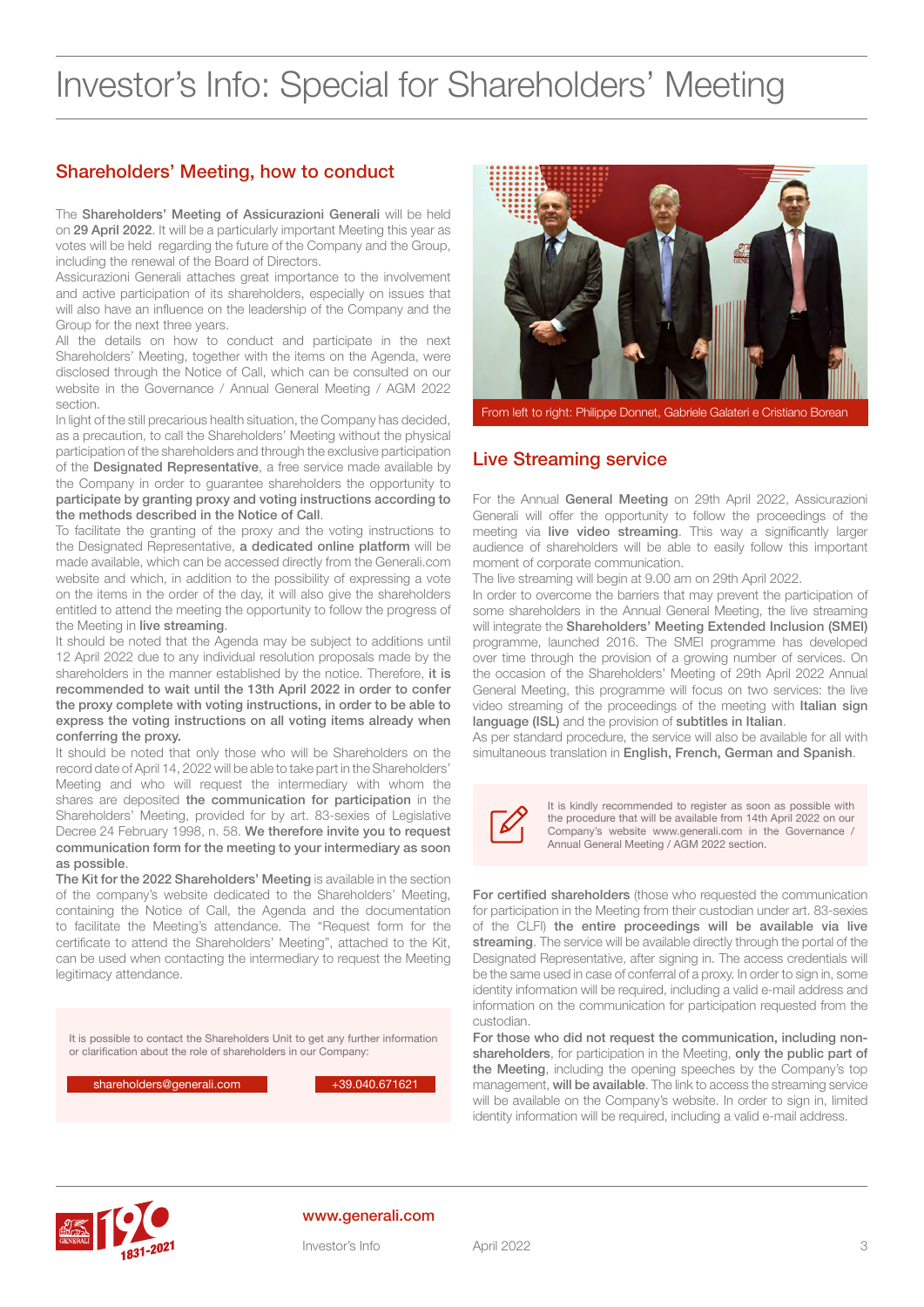# Investor's Info: Special for Shareholders' Meeting

## Shareholders' Meeting, how to conduct

The **Shareholders' Meeting of Assicurazioni Generali** will be held on **29 April 2022**. It will be a particularly important Meeting this year as votes will be held regarding the future of the Company and the Group, including the renewal of the Board of Directors.

Assicurazioni Generali attaches great importance to the involvement and active participation of its shareholders, especially on issues that will also have an influence on the leadership of the Company and the Group for the next three years.

All the details on how to conduct and participate in the next Shareholders' Meeting, together with the items on the Agenda, were disclosed through the Notice of Call, which can be consulted on our website in the Governance / Annual General Meeting / AGM 2022 section.

In light of the still precarious health situation, the Company has decided, as a precaution, to call the Shareholders' Meeting without the physical participation of the shareholders and through the exclusive participation of the **Designated Representative**, a free service made available by the Company in order to guarantee shareholders the opportunity to **participate by granting proxy and voting instructions according to the methods described in the Notice of Call**.

To facilitate the granting of the proxy and the voting instructions to the Designated Representative, **a dedicated online platform** will be made available, which can be accessed directly from the Generali.com website and which, in addition to the possibility of expressing a vote on the items in the order of the day, it will also give the shareholders entitled to attend the meeting the opportunity to follow the progress of the Meeting in **live streaming**.

It should be noted that the Agenda may be subject to additions until 12 April 2022 due to any individual resolution proposals made by the shareholders in the manner established by the notice. Therefore, **it is recommended to wait until the 13th April 2022 in order to confer the proxy complete with voting instructions, in order to be able to express the voting instructions on all voting items already when conferring the proxy.**

It should be noted that only those who will be Shareholders on the record date of April 14, 2022 will be able to take part in the Shareholders' Meeting and who will request the intermediary with whom the shares are deposited **the communication for participation** in the Shareholders' Meeting, provided for by art. 83-sexies of Legislative Decree 24 February 1998, n. 58. **We therefore invite you to request communication form for the meeting to your intermediary as soon as possible**.

**The Kit for the 2022 Shareholders' Meeting** is available in the section of the company's website dedicated to the Shareholders' Meeting, containing the Notice of Call, the Agenda and the documentation to facilitate the Meeting's attendance. The "Request form for the certificate to attend the Shareholders' Meeting", attached to the Kit, can be used when contacting the intermediary to request the Meeting legitimacy attendance.

It is possible to contact the Shareholders Unit to get any further information or clarification about the role of shareholders in our Company:

shareholders@generali.com

+39.040.671621

From left to right: Philippe Donnet, Gabriele Galateri e Cristiano Borean

## Live Streaming service

For the Annual **General Meeting** on 29th April 2022, Assicurazioni Generali will offer the opportunity to follow the proceedings of the meeting via **live video streaming**. This way a significantly larger audience of shareholders will be able to easily follow this important moment of corporate communication.

The live streaming will begin at 9.00 am on 29th April 2022.

In order to overcome the barriers that may prevent the participation of some shareholders in the Annual General Meeting, the live streaming will integrate the **Shareholders' Meeting Extended Inclusion (SMEI)** programme, launched 2016. The SMEI programme has developed over time through the provision of a growing number of services. On the occasion of the Shareholders' Meeting of 29th April 2022 Annual General Meeting, this programme will focus on two services: the live video streaming of the proceedings of the meeting with **Italian sign language (ISL)** and the provision of **subtitles in Italian**.

As per standard procedure, the service will also be available for all with simultaneous translation in **English, French, German and Spanish**.

It is kindly recommended to register as soon as possible with the procedure that will be available from 14th April 2022 on our Company's website www.generali.com in the Governance / Annual General Meeting / AGM 2022 section.

**For certified shareholders** (those who requested the communication for participation in the Meeting from their custodian under art. 83-sexies of the CLFI) **the entire proceedings will be available via live streaming**. The service will be available directly through the portal of the Designated Representative, after signing in. The access credentials will be the same used in case of conferral of a proxy. In order to sign in, some identity information will be required, including a valid e-mail address and information on the communication for participation requested from the custodian.

**For those who did not request the communication, including non-shareholders**, for participation in the Meeting, **only the public part of the Meeting**, including the opening speeches by the Company's top management, **will be available**. The link to access the streaming service will be available on the Company's website. In order to sign in, limited identity information will be required, including a valid e-mail address.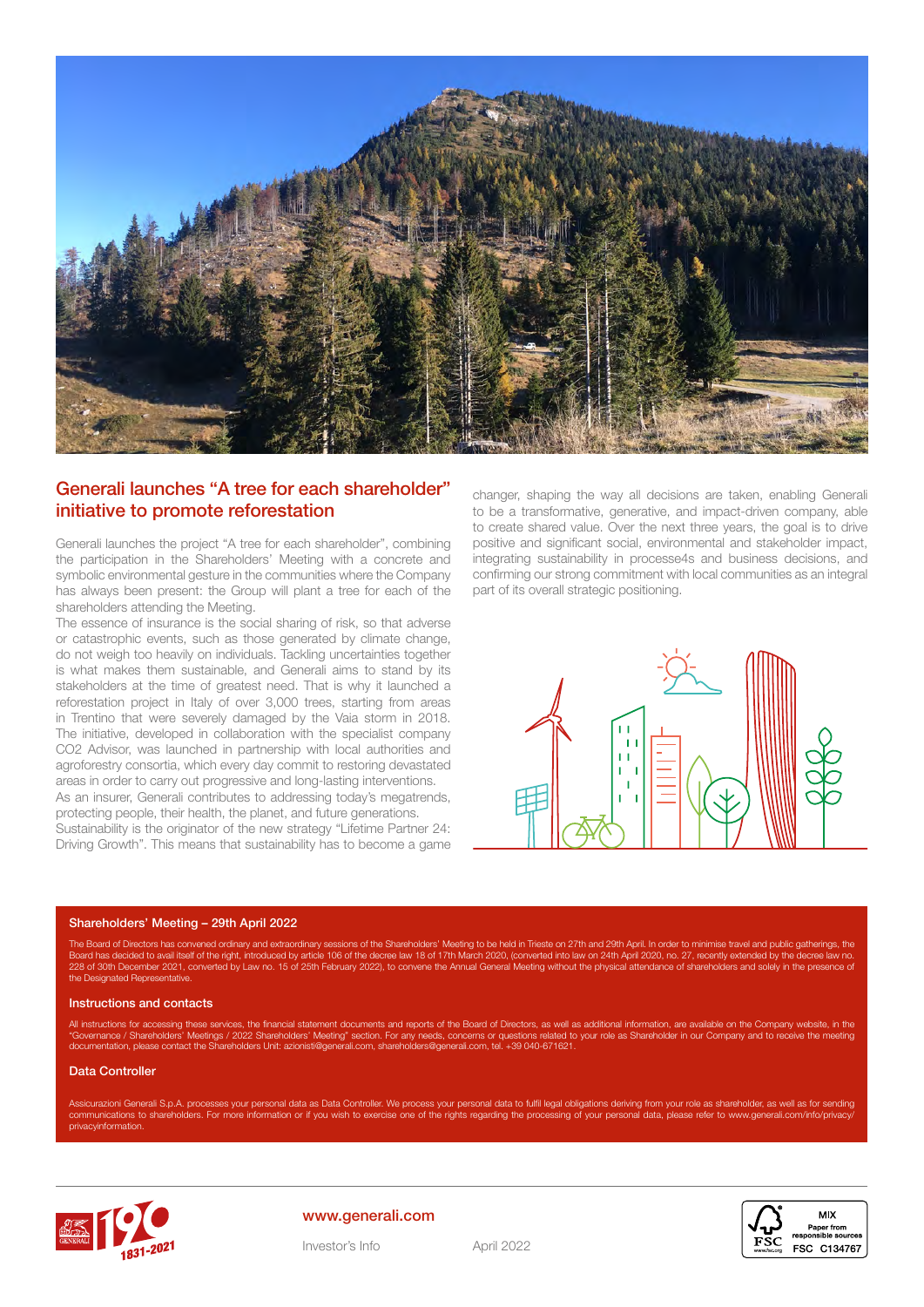## Generali launches “A tree for each shareholder” initiative to promote reforestation

Generali launches the project “A tree for each shareholder”, combining the participation in the Shareholders’ Meeting with a concrete and symbolic environmental gesture in the communities where the Company has always been present: the Group will plant a tree for each of the shareholders attending the Meeting.

The essence of insurance is the social sharing of risk, so that adverse or catastrophic events, such as those generated by climate change, do not weigh too heavily on individuals. Tackling uncertainties together is what makes them sustainable, and Generali aims to stand by its stakeholders at the time of greatest need. That is why it launched a reforestation project in Italy of over 3,000 trees, starting from areas in Trentino that were severely damaged by the Vaia storm in 2018. The initiative, developed in collaboration with the specialist company CO2 Advisor, was launched in partnership with local authorities and agroforestry consortia, which every day commit to restoring devastated areas in order to carry out progressive and long-lasting interventions.

As an insurer, Generali contributes to addressing today’s megatrends, protecting people, their health, the planet, and future generations.

Sustainability is the originator of the new strategy “Lifetime Partner 24: Driving Growth”. This means that sustainability has to become a game changer, shaping the way all decisions are taken, enabling Generali to be a transformative, generative, and impact-driven company, able to create shared value. Over the next three years, the goal is to drive positive and significant social, environmental and stakeholder impact, integrating sustainability in processe4s and business decisions, and confirming our strong commitment with local communities as an integral part of its overall strategic positioning.

### Shareholders’ Meeting – 29th April 2022

The Board of Directors has convened ordinary and extraordinary sessions of the Shareholders’ Meeting to be held in Trieste on 27th and 29th April. In order to minimise travel and public gatherings, the Board has decided to avail itself of the right, introduced by article 106 of the decree law 18 of 17th March 2020, (converted into law on 24th April 2020, no. 27, recently extended by the decree law no. 228 of 30th December 2021, converted by Law no. 15 of 25th February 2022), to convene the Annual General Meeting without the physical attendance of shareholders and solely in the presence of the Designated Representative.

### Instructions and contacts

All instructions for accessing these services, the financial statement documents and reports of the Board of Directors, as well as additional information, are available on the Company website, in the “Governance / Shareholders’ Meetings / 2022 Shareholders’ Meeting” section. For any needs, concerns or questions related to your role as Shareholder in our Company and to receive the meeting documentation, please contact the Shareholders Unit: azionisti@generali.com, shareholders@generali.com, tel. +39 040-671621.

### Data Controller

Assicurazioni Generali S.p.A. processes your personal data as Data Controller. We process your personal data to fulfil legal obligations deriving from your role as shareholder, as well as for sending communications to shareholders. For more information or if you wish to exercise one of the rights regarding the processing of your personal data, please refer to www.generali.com/info/privacy/privacyinformation.

190 1831-2021

www.generali.com

Investor’s Info April 2022

MIX Paper from responsible sources FSC C134767